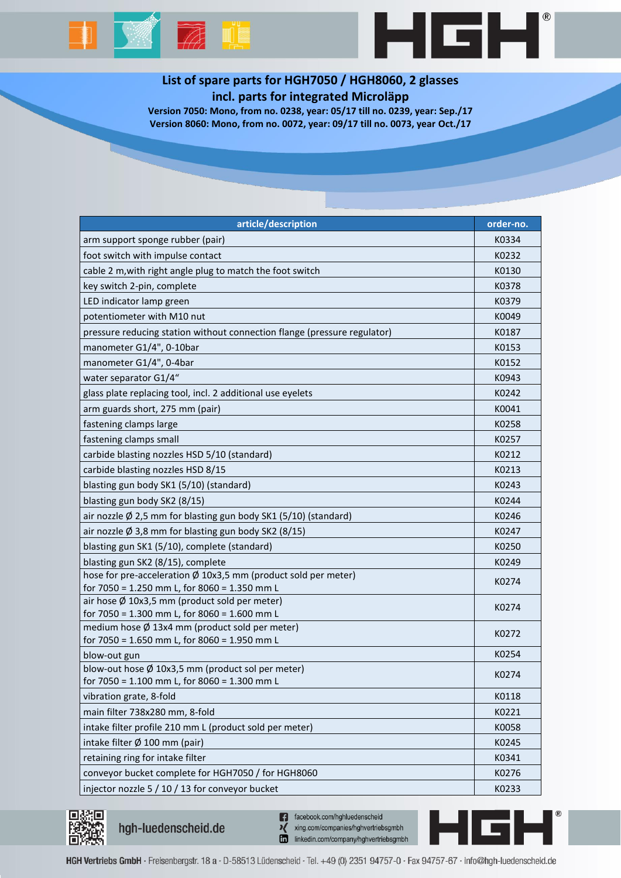# List of spare parts for HGH7050 / HGH8060, 2 glasses incl. parts for integrated Microläpp

**Version 7050: Mono, from no. 0238, year: 05/17 till no. 0239, year: Sep./17**
**Version 8060: Mono, from no. 0072, year: 09/17 till no. 0073, year Oct./17**

| article/description | order-no. |
|---|---|
| arm support sponge rubber (pair) | K0334 |
| foot switch with impulse contact | K0232 |
| cable 2 m,with right angle plug to match the foot switch | K0130 |
| key switch 2-pin, complete | K0378 |
| LED indicator lamp green | K0379 |
| potentiometer with M10 nut | K0049 |
| pressure reducing station without connection flange (pressure regulator) | K0187 |
| manometer G1/4", 0-10bar | K0153 |
| manometer G1/4", 0-4bar | K0152 |
| water separator G1/4“ | K0943 |
| glass plate replacing tool, incl. 2 additional use eyelets | K0242 |
| arm guards short, 275 mm (pair) | K0041 |
| fastening clamps large | K0258 |
| fastening clamps small | K0257 |
| carbide blasting nozzles HSD 5/10 (standard) | K0212 |
| carbide blasting nozzles HSD 8/15 | K0213 |
| blasting gun body SK1 (5/10) (standard) | K0243 |
| blasting gun body SK2 (8/15) | K0244 |
| air nozzle Ø 2,5 mm for blasting gun body SK1 (5/10) (standard) | K0246 |
| air nozzle Ø 3,8 mm for blasting gun body SK2 (8/15) | K0247 |
| blasting gun SK1 (5/10), complete (standard) | K0250 |
| blasting gun SK2 (8/15), complete | K0249 |
| hose for pre-acceleration Ø 10x3,5 mm (product sold per meter) for 7050 = 1.250 mm L, for 8060 = 1.350 mm L | K0274 |
| air hose Ø 10x3,5 mm (product sold per meter) for 7050 = 1.300 mm L, for 8060 = 1.600 mm L | K0274 |
| medium hose Ø 13x4 mm (product sold per meter) for 7050 = 1.650 mm L, for 8060 = 1.950 mm L | K0272 |
| blow-out gun | K0254 |
| blow-out hose Ø 10x3,5 mm (product sol per meter) for 7050 = 1.100 mm L, for 8060 = 1.300 mm L | K0274 |
| vibration grate, 8-fold | K0118 |
| main filter 738x280 mm, 8-fold | K0221 |
| intake filter profile 210 mm L (product sold per meter) | K0058 |
| intake filter Ø 100 mm (pair) | K0245 |
| retaining ring for intake filter | K0341 |
| conveyor bucket complete for HGH7050 / for HGH8060 | K0276 |
| injector nozzle 5 / 10 / 13 for conveyor bucket | K0233 |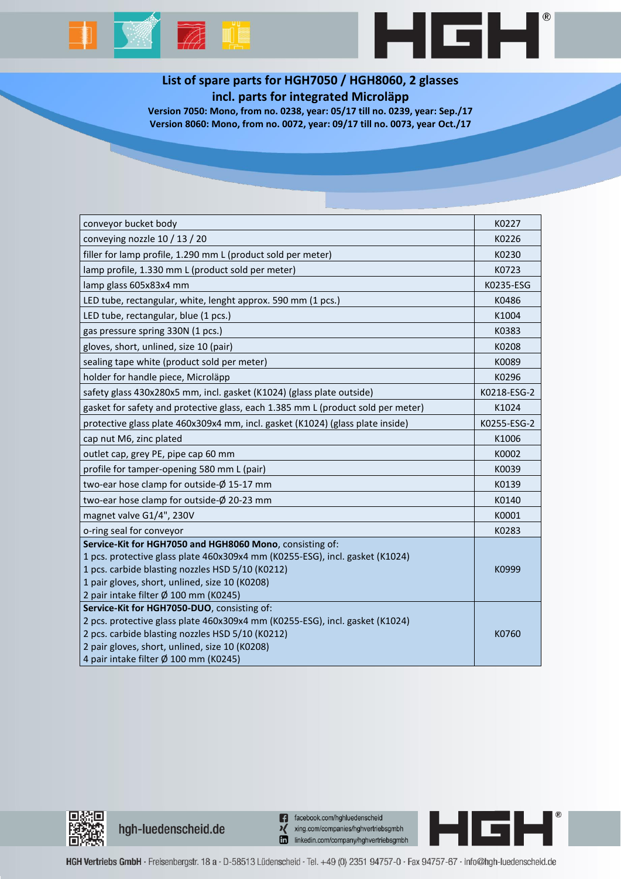## List of spare parts for HGH7050 / HGH8060, 2 glasses incl. parts for integrated Microläpp

**Version 7050: Mono, from no. 0238, year: 05/17 till no. 0239, year: Sep./17**
**Version 8060: Mono, from no. 0072, year: 09/17 till no. 0073, year Oct./17**

| | |
|---|---|
| conveyor bucket body | K0227 |
| conveying nozzle 10 / 13 / 20 | K0226 |
| filler for lamp profile, 1.290 mm L (product sold per meter) | K0230 |
| lamp profile, 1.330 mm L (product sold per meter) | K0723 |
| lamp glass 605x83x4 mm | K0235-ESG |
| LED tube, rectangular, white, lenght approx. 590 mm (1 pcs.) | K0486 |
| LED tube, rectangular, blue (1 pcs.) | K1004 |
| gas pressure spring 330N (1 pcs.) | K0383 |
| gloves, short, unlined, size 10 (pair) | K0208 |
| sealing tape white (product sold per meter) | K0089 |
| holder for handle piece, Microläpp | K0296 |
| safety glass 430x280x5 mm, incl. gasket (K1024) (glass plate outside) | K0218-ESG-2 |
| gasket for safety and protective glass, each 1.385 mm L (product sold per meter) | K1024 |
| protective glass plate 460x309x4 mm, incl. gasket (K1024) (glass plate inside) | K0255-ESG-2 |
| cap nut M6, zinc plated | K1006 |
| outlet cap, grey PE, pipe cap 60 mm | K0002 |
| profile for tamper-opening 580 mm L (pair) | K0039 |
| two-ear hose clamp for outside-Ø 15-17 mm | K0139 |
| two-ear hose clamp for outside-Ø 20-23 mm | K0140 |
| magnet valve G1/4", 230V | K0001 |
| o-ring seal for conveyor | K0283 |
| **Service-Kit for HGH7050 and HGH8060 Mono**, consisting of:<br>1 pcs. protective glass plate 460x309x4 mm (K0255-ESG), incl. gasket (K1024)<br>1 pcs. carbide blasting nozzles HSD 5/10 (K0212)<br>1 pair gloves, short, unlined, size 10 (K0208)<br>2 pair intake filter Ø 100 mm (K0245) | K0999 |
| **Service-Kit for HGH7050-DUO**, consisting of:<br>2 pcs. protective glass plate 460x309x4 mm (K0255-ESG), incl. gasket (K1024)<br>2 pcs. carbide blasting nozzles HSD 5/10 (K0212)<br>2 pair gloves, short, unlined, size 10 (K0208)<br>4 pair intake filter Ø 100 mm (K0245) | K0760 |

hgh-luedenscheid.de

facebook.com/hghluedenscheid
xing.com/companies/hghvertriebsgmbh
linkedin.com/company/hghvertriebsgmbh

HGH Vertriebs GmbH · Freisenbergstr. 18 a · D-58513 Lüdenscheid · Tel. +49 (0) 2351 94757-0 · Fax 94757-67 · info@hgh-luedenscheid.de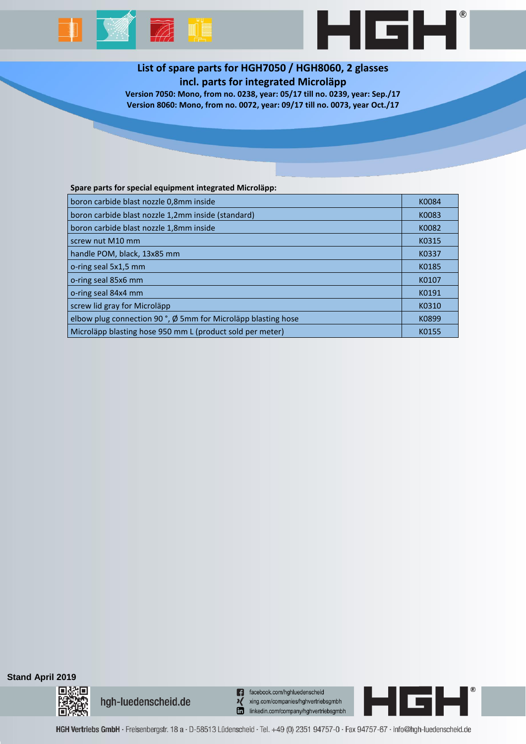# List of spare parts for HGH7050 / HGH8060, 2 glasses
## incl. parts for integrated Microläpp

**Version 7050: Mono, from no. 0238, year: 05/17 till no. 0239, year: Sep./17**
**Version 8060: Mono, from no. 0072, year: 09/17 till no. 0073, year Oct./17**

**Spare parts for special equipment integrated Microläpp:**

| | |
|---|---|
| boron carbide blast nozzle 0,8mm inside | K0084 |
| boron carbide blast nozzle 1,2mm inside (standard) | K0083 |
| boron carbide blast nozzle 1,8mm inside | K0082 |
| screw nut M10 mm | K0315 |
| handle POM, black, 13x85 mm | K0337 |
| o-ring seal 5x1,5 mm | K0185 |
| o-ring seal 85x6 mm | K0107 |
| o-ring seal 84x4 mm | K0191 |
| screw lid gray for Microläpp | K0310 |
| elbow plug connection 90 °, Ø 5mm for Microläpp blasting hose | K0899 |
| Microläpp blasting hose 950 mm L (product sold per meter) | K0155 |

**Stand April 2019**

hgh-luedenscheid.de

facebook.com/hghluedenscheid
xing.com/companies/hghvertriebsgmbh
linkedin.com/company/hghvertriebsgmbh

**HGH Vertriebs GmbH** · Freisenbergstr. 18 a · D-58513 Lüdenscheid · Tel. +49 (0) 2351 94757-0 · Fax 94757-67 · info@hgh-luedenscheid.de